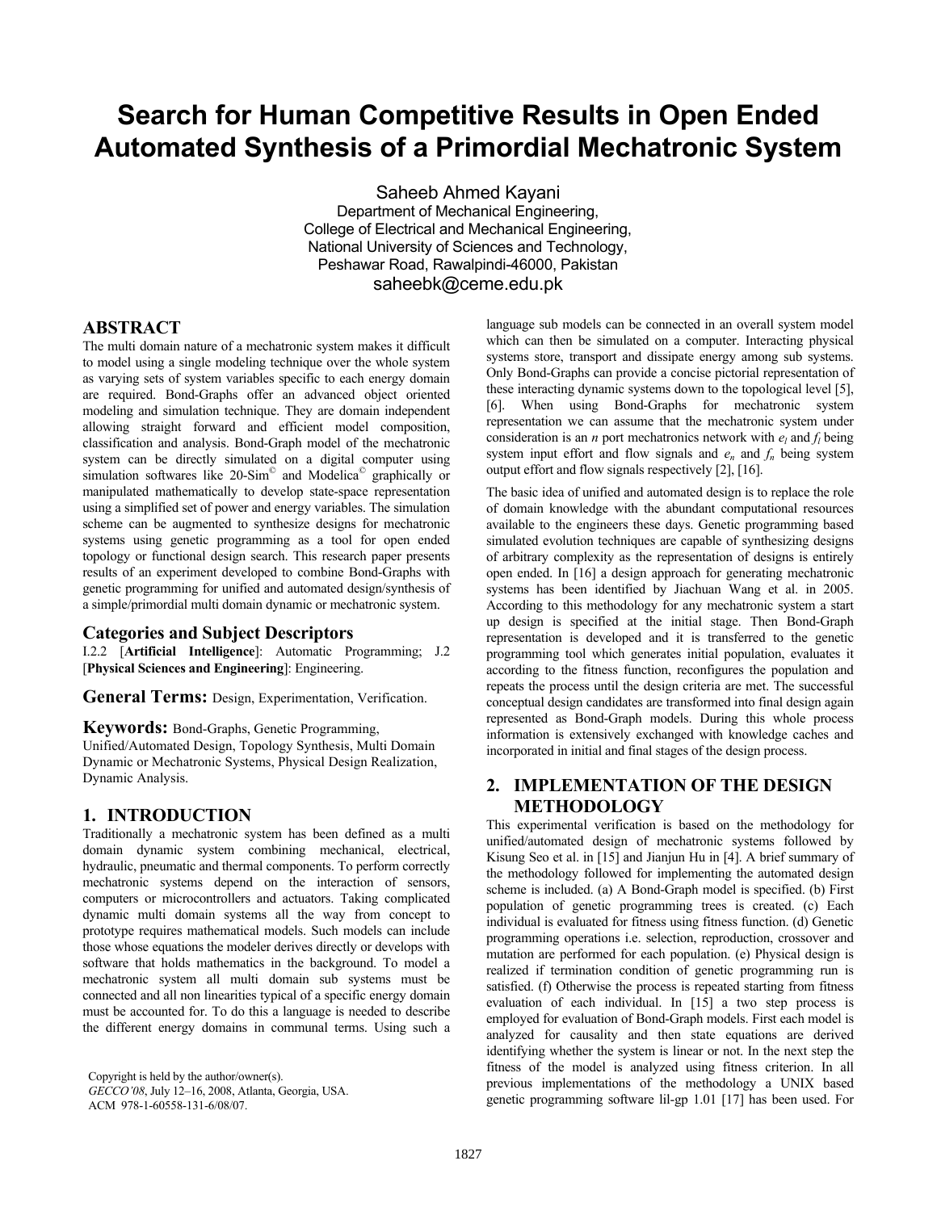# Search for Human Competitive Results in Open Ended Automated Synthesis of a Primordial Mechatronic System

Saheeb Ahmed Kayani
Department of Mechanical Engineering,
College of Electrical and Mechanical Engineering,
National University of Sciences and Technology,
Peshawar Road, Rawalpindi-46000, Pakistan
saheebk@ceme.edu.pk

## ABSTRACT

The multi domain nature of a mechatronic system makes it difficult to model using a single modeling technique over the whole system as varying sets of system variables specific to each energy domain are required. Bond-Graphs offer an advanced object oriented modeling and simulation technique. They are domain independent allowing straight forward and efficient model composition, classification and analysis. Bond-Graph model of the mechatronic system can be directly simulated on a digital computer using simulation softwares like 20-Sim© and Modelica© graphically or manipulated mathematically to develop state-space representation using a simplified set of power and energy variables. The simulation scheme can be augmented to synthesize designs for mechatronic systems using genetic programming as a tool for open ended topology or functional design search. This research paper presents results of an experiment developed to combine Bond-Graphs with genetic programming for unified and automated design/synthesis of a simple/primordial multi domain dynamic or mechatronic system.

### Categories and Subject Descriptors

I.2.2 [**Artificial Intelligence**]: Automatic Programming; J.2 [**Physical Sciences and Engineering**]: Engineering.

### General Terms: Design, Experimentation, Verification.

### Keywords: Bond-Graphs, Genetic Programming, Unified/Automated Design, Topology Synthesis, Multi Domain Dynamic or Mechatronic Systems, Physical Design Realization, Dynamic Analysis.

## 1. INTRODUCTION

Traditionally a mechatronic system has been defined as a multi domain dynamic system combining mechanical, electrical, hydraulic, pneumatic and thermal components. To perform correctly mechatronic systems depend on the interaction of sensors, computers or microcontrollers and actuators. Taking complicated dynamic multi domain systems all the way from concept to prototype requires mathematical models. Such models can include those whose equations the modeler derives directly or develops with software that holds mathematics in the background. To model a mechatronic system all multi domain sub systems must be connected and all non linearities typical of a specific energy domain must be accounted for. To do this a language is needed to describe the different energy domains in communal terms. Using such a language sub models can be connected in an overall system model which can then be simulated on a computer. Interacting physical systems store, transport and dissipate energy among sub systems. Only Bond-Graphs can provide a concise pictorial representation of these interacting dynamic systems down to the topological level [5], [6]. When using Bond-Graphs for mechatronic system representation we can assume that the mechatronic system under consideration is an *n* port mechatronics network with $e_I$ and $f_I$ being system input effort and flow signals and $e_n$ and $f_n$ being system output effort and flow signals respectively [2], [16].

Copyright is held by the author/owner(s).
*GECCO'08*, July 12–16, 2008, Atlanta, Georgia, USA.
ACM 978-1-60558-131-6/08/07.

The basic idea of unified and automated design is to replace the role of domain knowledge with the abundant computational resources available to the engineers these days. Genetic programming based simulated evolution techniques are capable of synthesizing designs of arbitrary complexity as the representation of designs is entirely open ended. In [16] a design approach for generating mechatronic systems has been identified by Jiachuan Wang et al. in 2005. According to this methodology for any mechatronic system a start up design is specified at the initial stage. Then Bond-Graph representation is developed and it is transferred to the genetic programming tool which generates initial population, evaluates it according to the fitness function, reconfigures the population and repeats the process until the design criteria are met. The successful conceptual design candidates are transformed into final design again represented as Bond-Graph models. During this whole process information is extensively exchanged with knowledge caches and incorporated in initial and final stages of the design process.

## 2. IMPLEMENTATION OF THE DESIGN METHODOLOGY

This experimental verification is based on the methodology for unified/automated design of mechatronic systems followed by Kisung Seo et al. in [15] and Jianjun Hu in [4]. A brief summary of the methodology followed for implementing the automated design scheme is included. (a) A Bond-Graph model is specified. (b) First population of genetic programming trees is created. (c) Each individual is evaluated for fitness using fitness function. (d) Genetic programming operations i.e. selection, reproduction, crossover and mutation are performed for each population. (e) Physical design is realized if termination condition of genetic programming run is satisfied. (f) Otherwise the process is repeated starting from fitness evaluation of each individual. In [15] a two step process is employed for evaluation of Bond-Graph models. First each model is analyzed for causality and then state equations are derived identifying whether the system is linear or not. In the next step the fitness of the model is analyzed using fitness criterion. In all previous implementations of the methodology a UNIX based genetic programming software lil-gp 1.01 [17] has been used. For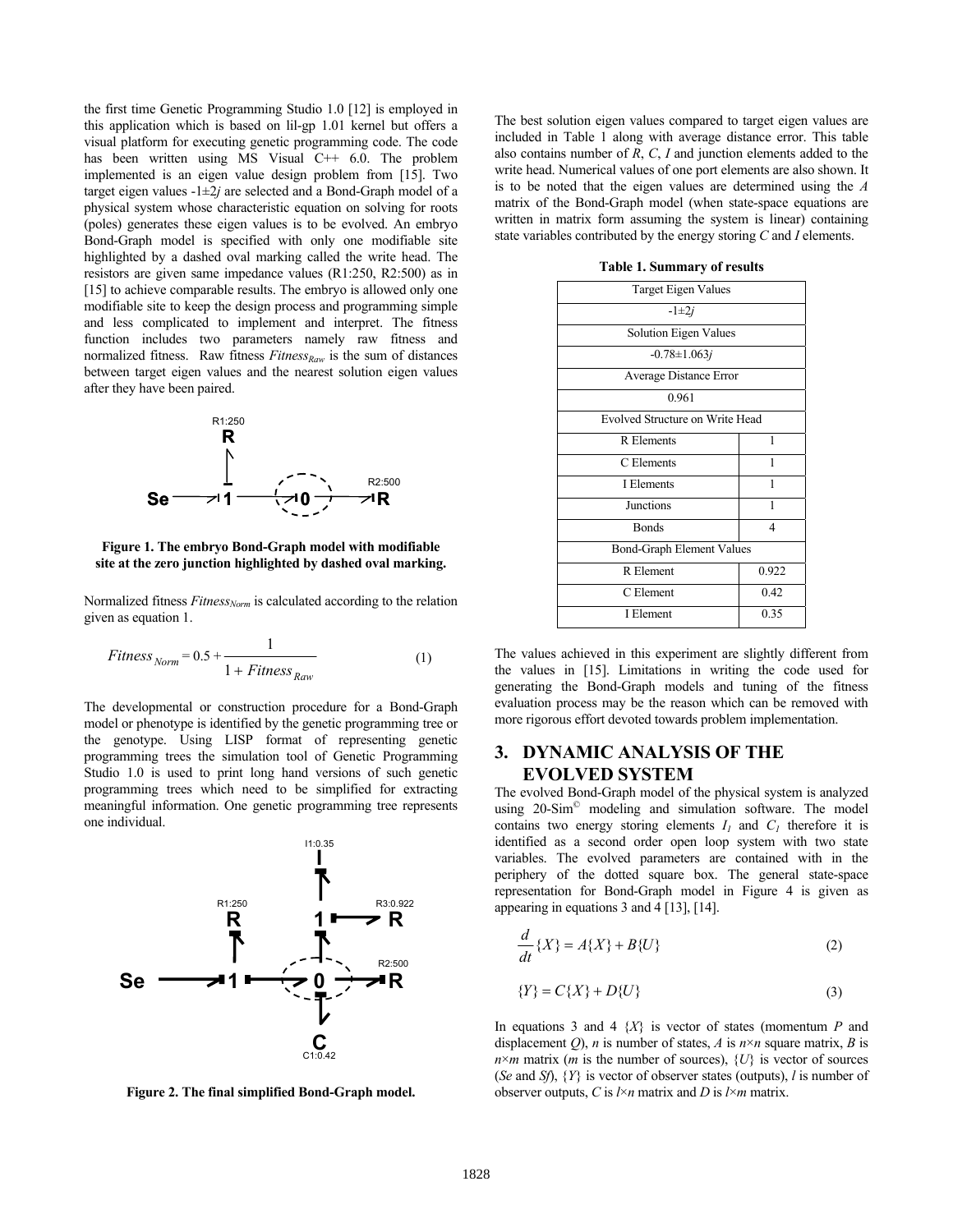the first time Genetic Programming Studio 1.0 [12] is employed in this application which is based on lil-gp 1.01 kernel but offers a visual platform for executing genetic programming code. The code has been written using MS Visual C++ 6.0. The problem implemented is an eigen value design problem from [15]. Two target eigen values -1±2*j* are selected and a Bond-Graph model of a physical system whose characteristic equation on solving for roots (poles) generates these eigen values is to be evolved. An embryo Bond-Graph model is specified with only one modifiable site highlighted by a dashed oval marking called the write head. The resistors are given same impedance values (R1:250, R2:500) as in [15] to achieve comparable results. The embryo is allowed only one modifiable site to keep the design process and programming simple and less complicated to implement and interpret. The fitness function includes two parameters namely raw fitness and normalized fitness. Raw fitness $Fitness_{Raw}$ is the sum of distances between target eigen values and the nearest solution eigen values after they have been paired.

**Figure 1. The embryo Bond-Graph model with modifiable site at the zero junction highlighted by dashed oval marking.**

Normalized fitness $Fitness_{Norm}$ is calculated according to the relation given as equation 1.

$$Fitness_{Norm} = 0.5 + \frac{1}{1 + Fitness_{Raw}} \tag{1}$$

The developmental or construction procedure for a Bond-Graph model or phenotype is identified by the genetic programming tree or the genotype. Using LISP format of representing genetic programming trees the simulation tool of Genetic Programming Studio 1.0 is used to print long hand versions of such genetic programming trees which need to be simplified for extracting meaningful information. One genetic programming tree represents one individual.

**Figure 2. The final simplified Bond-Graph model.**

The best solution eigen values compared to target eigen values are included in Table 1 along with average distance error. This table also contains number of *R*, *C*, *I* and junction elements added to the write head. Numerical values of one port elements are also shown. It is to be noted that the eigen values are determined using the *A* matrix of the Bond-Graph model (when state-space equations are written in matrix form assuming the system is linear) containing state variables contributed by the energy storing *C* and *I* elements.

**Table 1. Summary of results**

| Target Eigen Values | |
|---|---|
| -1±2*j* | |
| Solution Eigen Values | |
| -0.78±1.063*j* | |
| Average Distance Error | |
| 0.961 | |
| Evolved Structure on Write Head | |
| R Elements | 1 |
| C Elements | 1 |
| I Elements | 1 |
| Junctions | 1 |
| Bonds | 4 |
| Bond-Graph Element Values | |
| R Element | 0.922 |
| C Element | 0.42 |
| I Element | 0.35 |

The values achieved in this experiment are slightly different from the values in [15]. Limitations in writing the code used for generating the Bond-Graph models and tuning of the fitness evaluation process may be the reason which can be removed with more rigorous effort devoted towards problem implementation.

## 3. DYNAMIC ANALYSIS OF THE EVOLVED SYSTEM

The evolved Bond-Graph model of the physical system is analyzed using 20-Sim© modeling and simulation software. The model contains two energy storing elements $I_1$ and $C_1$ therefore it is identified as a second order open loop system with two state variables. The evolved parameters are contained with in the periphery of the dotted square box. The general state-space representation for Bond-Graph model in Figure 4 is given as appearing in equations 3 and 4 [13], [14].

$$\frac{d}{dt}\{X\} = A\{X\} + B\{U\} \tag{2}$$

$$\{Y\} = C\{X\} + D\{U\} \tag{3}$$

In equations 3 and 4 $\{X\}$ is vector of states (momentum $P$ and displacement $Q$), $n$ is number of states, $A$ is $n \times n$ square matrix, $B$ is $n \times m$ matrix ($m$ is the number of sources), $\{U\}$ is vector of sources ($Se$ and $Sf$), $\{Y\}$ is vector of observer states (outputs), $l$ is number of observer outputs, $C$ is $l \times n$ matrix and $D$ is $l \times m$ matrix.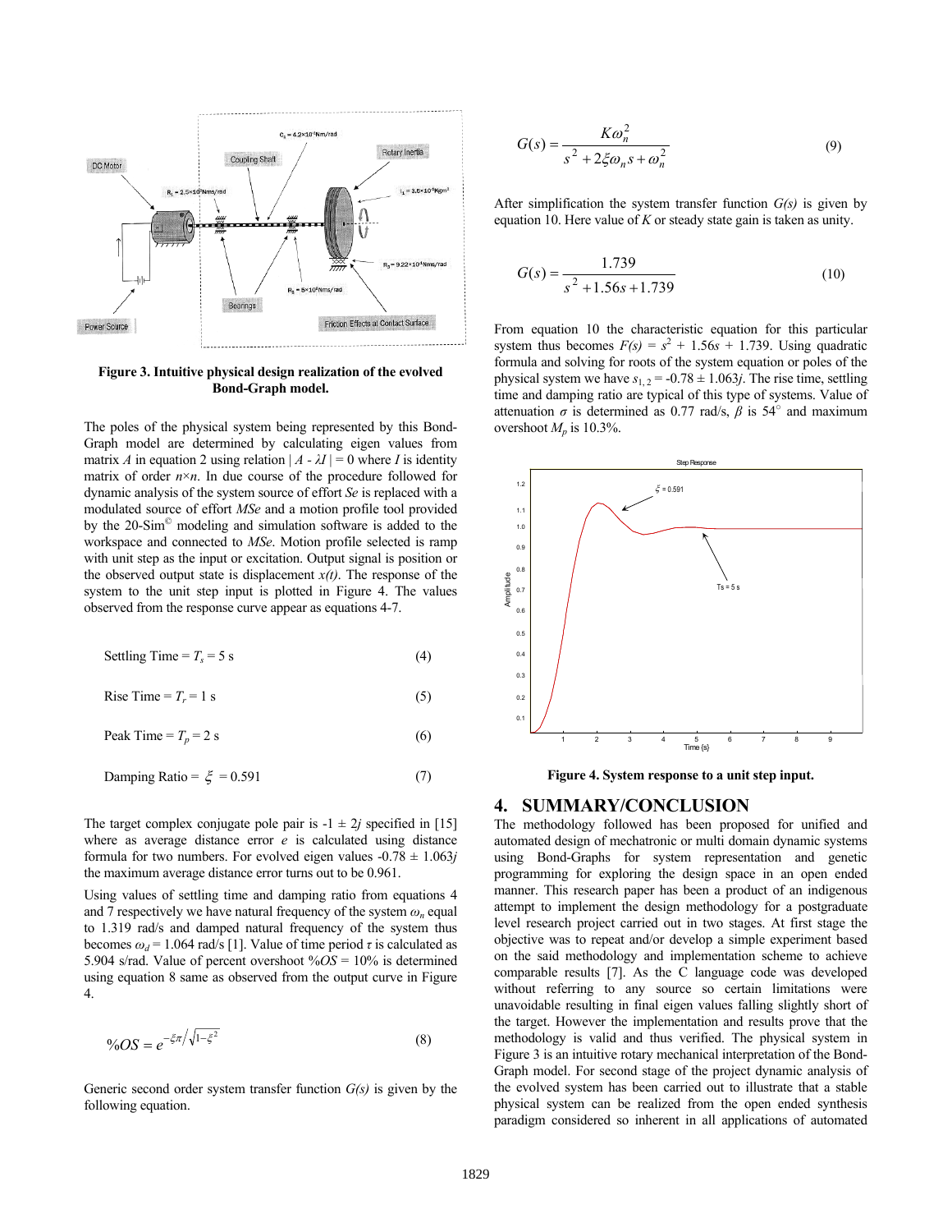Figure 3. Intuitive physical design realization of the evolved Bond-Graph model.

The poles of the physical system being represented by this Bond-Graph model are determined by calculating eigen values from matrix $A$ in equation 2 using relation $|A - \lambda I| = 0$ where $I$ is identity matrix of order $n \times n$. In due course of the procedure followed for dynamic analysis of the system source of effort $Se$ is replaced with a modulated source of effort $MSe$ and a motion profile tool provided by the 20-Sim© modeling and simulation software is added to the workspace and connected to $MSe$. Motion profile selected is ramp with unit step as the input or excitation. Output signal is position or the observed output state is displacement $x(t)$. The response of the system to the unit step input is plotted in Figure 4. The values observed from the response curve appear as equations 4-7.

$$\text{Settling Time} = T_s = 5 \text{ s} \tag{4}$$

$$\text{Rise Time} = T_r = 1 \text{ s} \tag{5}$$

$$\text{Peak Time} = T_p = 2 \text{ s} \tag{6}$$

$$\text{Damping Ratio} = \xi = 0.591 \tag{7}$$

The target complex conjugate pole pair is $-1 \pm 2j$ specified in [15] where as average distance error $e$ is calculated using distance formula for two numbers. For evolved eigen values $-0.78 \pm 1.063j$ the maximum average distance error turns out to be 0.961.

Using values of settling time and damping ratio from equations 4 and 7 respectively we have natural frequency of the system $\omega_n$ equal to 1.319 rad/s and damped natural frequency of the system thus becomes $\omega_d = 1.064$ rad/s [1]. Value of time period $\tau$ is calculated as 5.904 s/rad. Value of percent overshoot $\%OS = 10\%$ is determined using equation 8 same as observed from the output curve in Figure 4.

$$\%OS = e^{-\xi\pi / \sqrt{1-\xi^2}} \tag{8}$$

Generic second order system transfer function $G(s)$ is given by the following equation.

$$G(s) = \frac{K\omega_n^2}{s^2 + 2\xi\omega_n s + \omega_n^2} \tag{9}$$

After simplification the system transfer function $G(s)$ is given by equation 10. Here value of $K$ or steady state gain is taken as unity.

$$G(s) = \frac{1.739}{s^2 + 1.56s + 1.739} \tag{10}$$

From equation 10 the characteristic equation for this particular system thus becomes $F(s) = s^2 + 1.56s + 1.739$. Using quadratic formula and solving for roots of the system equation or poles of the physical system we have $s_{1,2} = -0.78 \pm 1.063j$. The rise time, settling time and damping ratio are typical of this type of systems. Value of attenuation $\sigma$ is determined as 0.77 rad/s, $\beta$ is 54° and maximum overshoot $M_p$ is 10.3%.

Figure 4. System response to a unit step input.

## 4. SUMMARY/CONCLUSION

The methodology followed has been proposed for unified and automated design of mechatronic or multi domain dynamic systems using Bond-Graphs for system representation and genetic programming for exploring the design space in an open ended manner. This research paper has been a product of an indigenous attempt to implement the design methodology for a postgraduate level research project carried out in two stages. At first stage the objective was to repeat and/or develop a simple experiment based on the said methodology and implementation scheme to achieve comparable results [7]. As the C language code was developed without referring to any source so certain limitations were unavoidable resulting in final eigen values falling slightly short of the target. However the implementation and results prove that the methodology is valid and thus verified. The physical system in Figure 3 is an intuitive rotary mechanical interpretation of the Bond-Graph model. For second stage of the project dynamic analysis of the evolved system has been carried out to illustrate that a stable physical system can be realized from the open ended synthesis paradigm considered so inherent in all applications of automated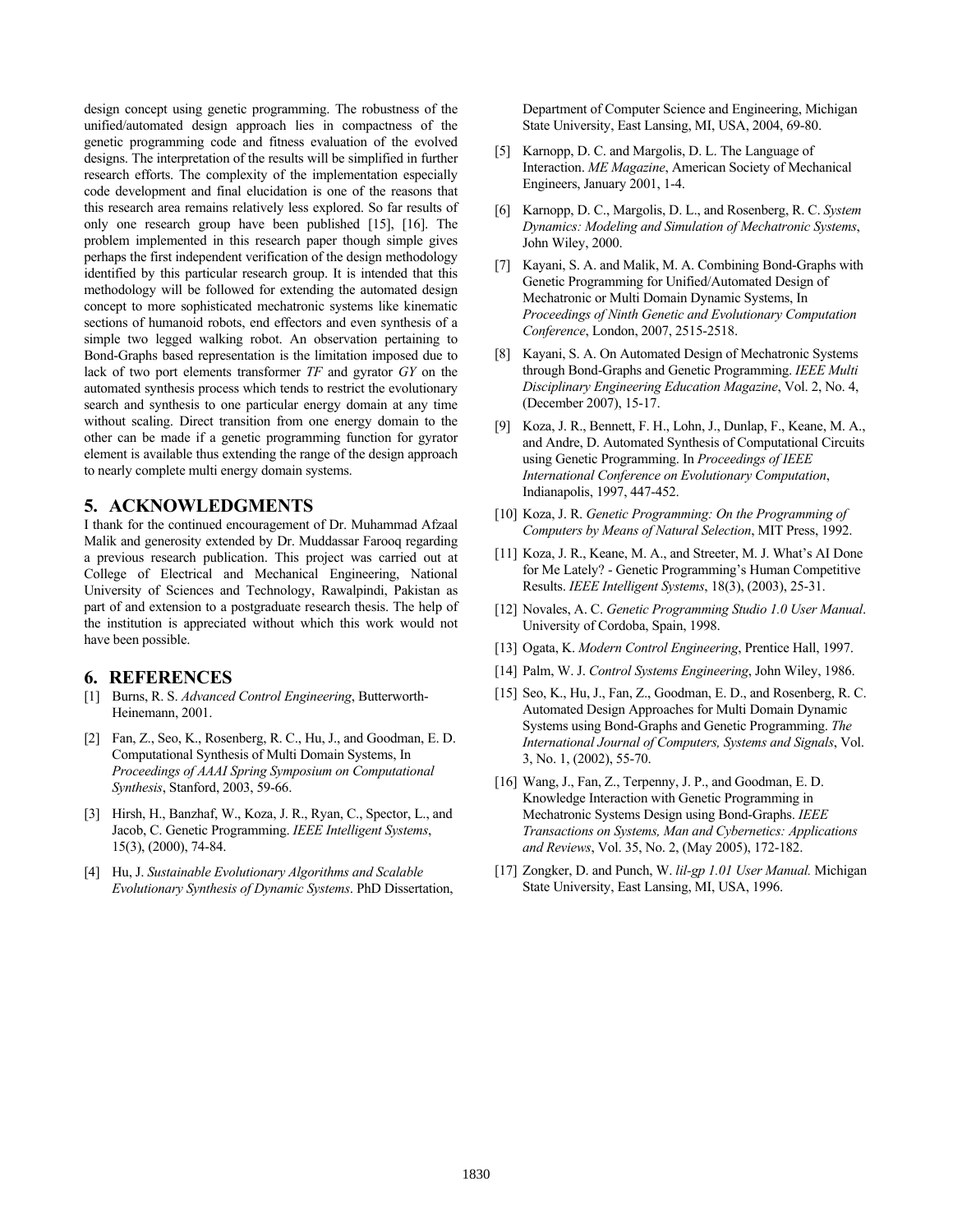design concept using genetic programming. The robustness of the unified/automated design approach lies in compactness of the genetic programming code and fitness evaluation of the evolved designs. The interpretation of the results will be simplified in further research efforts. The complexity of the implementation especially code development and final elucidation is one of the reasons that this research area remains relatively less explored. So far results of only one research group have been published [15], [16]. The problem implemented in this research paper though simple gives perhaps the first independent verification of the design methodology identified by this particular research group. It is intended that this methodology will be followed for extending the automated design concept to more sophisticated mechatronic systems like kinematic sections of humanoid robots, end effectors and even synthesis of a simple two legged walking robot. An observation pertaining to Bond-Graphs based representation is the limitation imposed due to lack of two port elements transformer *TF* and gyrator *GY* on the automated synthesis process which tends to restrict the evolutionary search and synthesis to one particular energy domain at any time without scaling. Direct transition from one energy domain to the other can be made if a genetic programming function for gyrator element is available thus extending the range of the design approach to nearly complete multi energy domain systems.

## 5. ACKNOWLEDGMENTS

I thank for the continued encouragement of Dr. Muhammad Afzaal Malik and generosity extended by Dr. Muddassar Farooq regarding a previous research publication. This project was carried out at College of Electrical and Mechanical Engineering, National University of Sciences and Technology, Rawalpindi, Pakistan as part of and extension to a postgraduate research thesis. The help of the institution is appreciated without which this work would not have been possible.

## 6. REFERENCES

[1] Burns, R. S. *Advanced Control Engineering*, Butterworth-Heinemann, 2001.

[2] Fan, Z., Seo, K., Rosenberg, R. C., Hu, J., and Goodman, E. D. Computational Synthesis of Multi Domain Systems, In *Proceedings of AAAI Spring Symposium on Computational Synthesis*, Stanford, 2003, 59-66.

[3] Hirsh, H., Banzhaf, W., Koza, J. R., Ryan, C., Spector, L., and Jacob, C. Genetic Programming. *IEEE Intelligent Systems*, 15(3), (2000), 74-84.

[4] Hu, J. *Sustainable Evolutionary Algorithms and Scalable Evolutionary Synthesis of Dynamic Systems*. PhD Dissertation, Department of Computer Science and Engineering, Michigan State University, East Lansing, MI, USA, 2004, 69-80.

[5] Karnopp, D. C. and Margolis, D. L. The Language of Interaction. *ME Magazine*, American Society of Mechanical Engineers, January 2001, 1-4.

[6] Karnopp, D. C., Margolis, D. L., and Rosenberg, R. C. *System Dynamics: Modeling and Simulation of Mechatronic Systems*, John Wiley, 2000.

[7] Kayani, S. A. and Malik, M. A. Combining Bond-Graphs with Genetic Programming for Unified/Automated Design of Mechatronic or Multi Domain Dynamic Systems, In *Proceedings of Ninth Genetic and Evolutionary Computation Conference*, London, 2007, 2515-2518.

[8] Kayani, S. A. On Automated Design of Mechatronic Systems through Bond-Graphs and Genetic Programming. *IEEE Multi Disciplinary Engineering Education Magazine*, Vol. 2, No. 4, (December 2007), 15-17.

[9] Koza, J. R., Bennett, F. H., Lohn, J., Dunlap, F., Keane, M. A., and Andre, D. Automated Synthesis of Computational Circuits using Genetic Programming. In *Proceedings of IEEE International Conference on Evolutionary Computation*, Indianapolis, 1997, 447-452.

[10] Koza, J. R. *Genetic Programming: On the Programming of Computers by Means of Natural Selection*, MIT Press, 1992.

[11] Koza, J. R., Keane, M. A., and Streeter, M. J. What's AI Done for Me Lately? - Genetic Programming's Human Competitive Results. *IEEE Intelligent Systems*, 18(3), (2003), 25-31.

[12] Novales, A. C. *Genetic Programming Studio 1.0 User Manual*. University of Cordoba, Spain, 1998.

[13] Ogata, K. *Modern Control Engineering*, Prentice Hall, 1997.

[14] Palm, W. J. *Control Systems Engineering*, John Wiley, 1986.

[15] Seo, K., Hu, J., Fan, Z., Goodman, E. D., and Rosenberg, R. C. Automated Design Approaches for Multi Domain Dynamic Systems using Bond-Graphs and Genetic Programming. *The International Journal of Computers, Systems and Signals*, Vol. 3, No. 1, (2002), 55-70.

[16] Wang, J., Fan, Z., Terpenny, J. P., and Goodman, E. D. Knowledge Interaction with Genetic Programming in Mechatronic Systems Design using Bond-Graphs. *IEEE Transactions on Systems, Man and Cybernetics: Applications and Reviews*, Vol. 35, No. 2, (May 2005), 172-182.

[17] Zongker, D. and Punch, W. *lil-gp 1.01 User Manual.* Michigan State University, East Lansing, MI, USA, 1996.